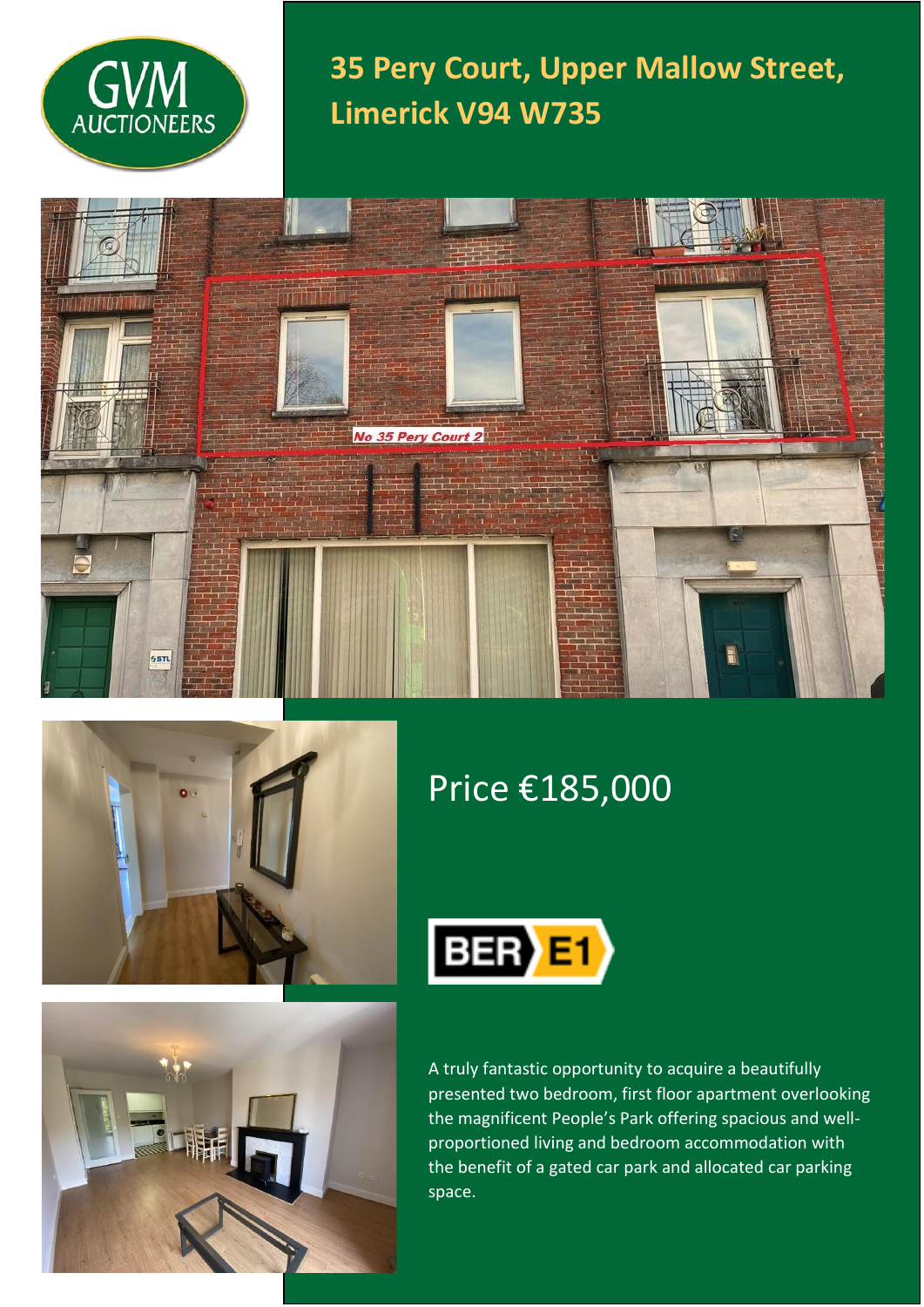GVM AUCTIONEERS

# 35 Pery Court, Upper Mallow Street, Limerick V94 W735

No 35 Pery Court 2

## Price €185,000

BER E1

A truly fantastic opportunity to acquire a beautifully presented two bedroom, first floor apartment overlooking the magnificent People's Park offering spacious and well-proportioned living and bedroom accommodation with the benefit of a gated car park and allocated car parking space.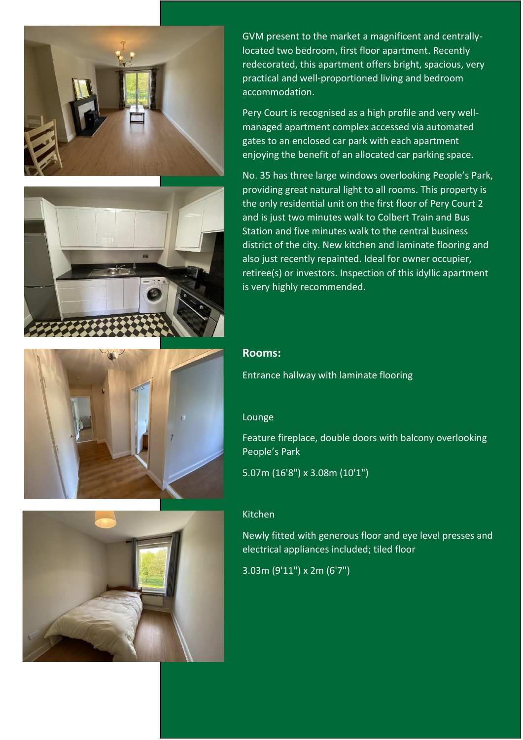GVM present to the market a magnificent and centrally-located two bedroom, first floor apartment. Recently redecorated, this apartment offers bright, spacious, very practical and well-proportioned living and bedroom accommodation.

Pery Court is recognised as a high profile and very well-managed apartment complex accessed via automated gates to an enclosed car park with each apartment enjoying the benefit of an allocated car parking space.

No. 35 has three large windows overlooking People's Park, providing great natural light to all rooms. This property is the only residential unit on the first floor of Pery Court 2 and is just two minutes walk to Colbert Train and Bus Station and five minutes walk to the central business district of the city. New kitchen and laminate flooring and also just recently repainted. Ideal for owner occupier, retiree(s) or investors. Inspection of this idyllic apartment is very highly recommended.

**Rooms:**

Entrance hallway with laminate flooring

Lounge

Feature fireplace, double doors with balcony overlooking People's Park

5.07m (16'8") x 3.08m (10'1")

Kitchen

Newly fitted with generous floor and eye level presses and electrical appliances included; tiled floor

3.03m (9'11") x 2m (6'7")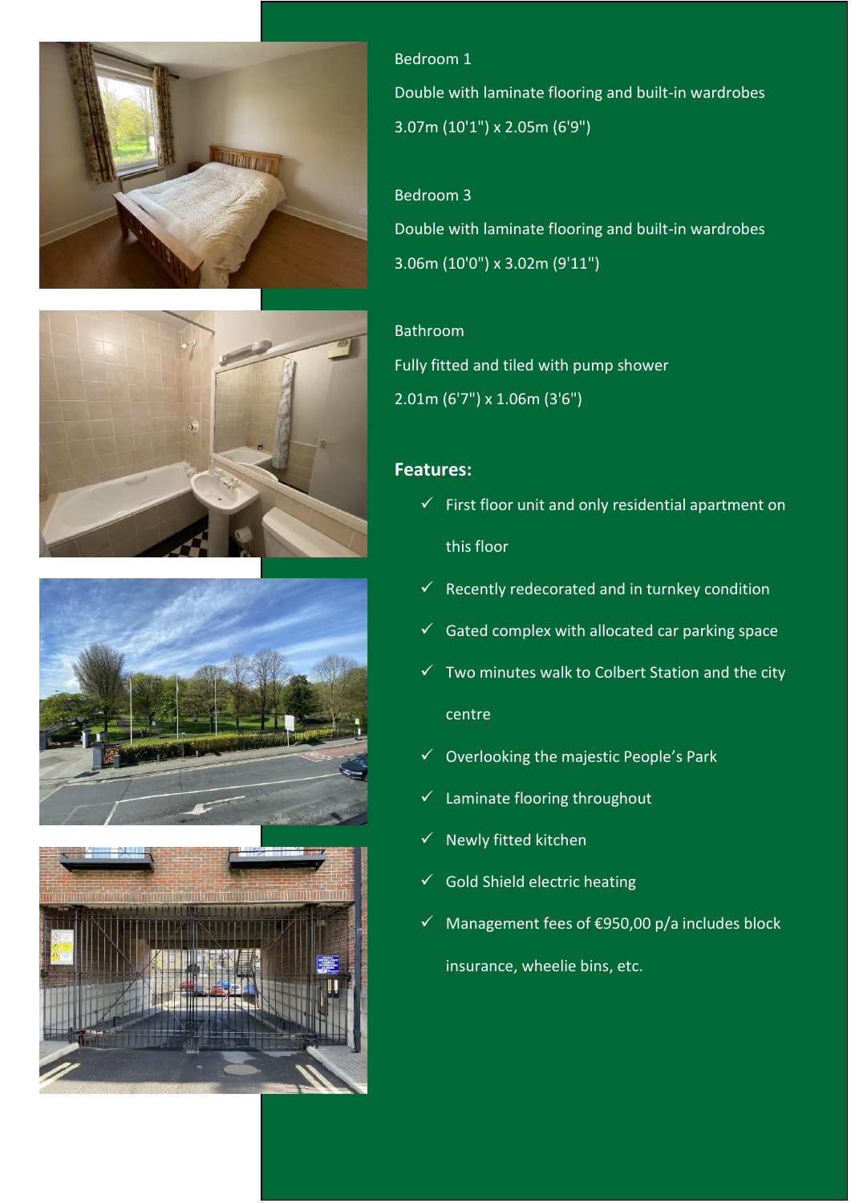Bedroom 1

Double with laminate flooring and built-in wardrobes

3.07m (10'1") x 2.05m (6'9")

Bedroom 3

Double with laminate flooring and built-in wardrobes

3.06m (10'0") x 3.02m (9'11")

Bathroom

Fully fitted and tiled with pump shower

2.01m (6'7") x 1.06m (3'6")

**Features:**

- ✓ First floor unit and only residential apartment on this floor
- ✓ Recently redecorated and in turnkey condition
- ✓ Gated complex with allocated car parking space
- ✓ Two minutes walk to Colbert Station and the city centre
- ✓ Overlooking the majestic People's Park
- ✓ Laminate flooring throughout
- ✓ Newly fitted kitchen
- ✓ Gold Shield electric heating
- ✓ Management fees of €950,00 p/a includes block insurance, wheelie bins, etc.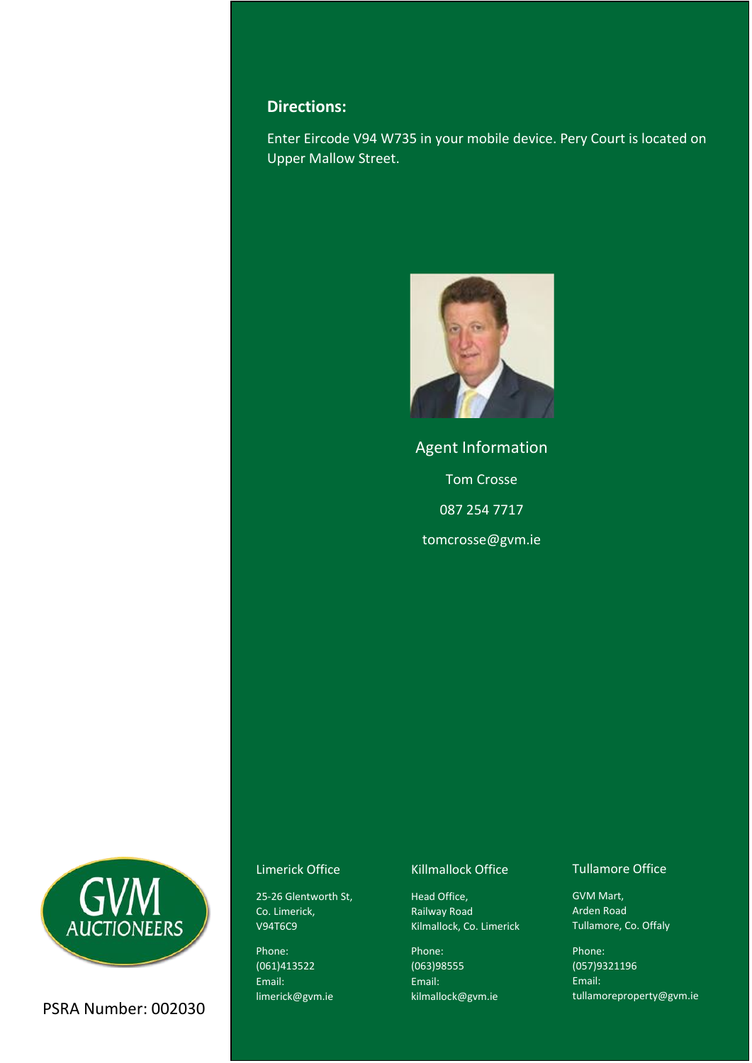**Directions:**

Enter Eircode V94 W735 in your mobile device. Pery Court is located on Upper Mallow Street.

Agent Information

Tom Crosse

087 254 7717

tomcrosse@gvm.ie

GVM AUCTIONEERS

PSRA Number: 002030

### Limerick Office

25-26 Glentworth St,
Co. Limerick,
V94T6C9

Phone:
(061)413522
Email:
limerick@gvm.ie

### Killmallock Office

Head Office,
Railway Road
Kilmallock, Co. Limerick

Phone:
(063)98555
Email:
kilmallock@gvm.ie

### Tullamore Office

GVM Mart,
Arden Road
Tullamore, Co. Offaly

Phone:
(057)9321196
Email:
tullamoreproperty@gvm.ie